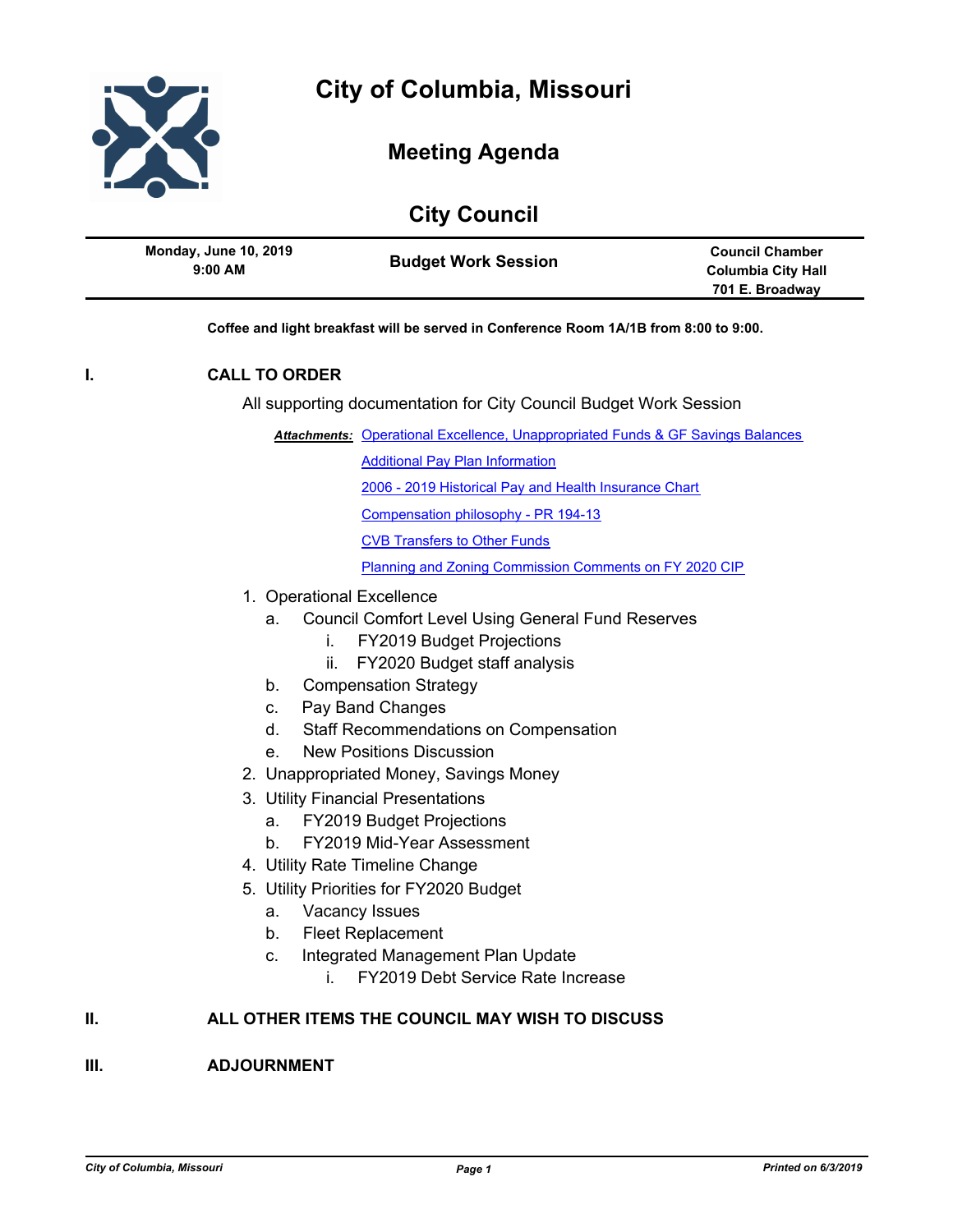# City of Columbia, Missouri

## Meeting Agenda

## City Council

| Monday, June 10, 2019<br>9:00 AM | Budget Work Session | Council Chamber<br>Columbia City Hall<br>701 E. Broadway |
|---|---|---|

**Coffee and light breakfast will be served in Conference Room 1A/1B from 8:00 to 9:00.**

## I. CALL TO ORDER

All supporting documentation for City Council Budget Work Session

***Attachments:*** Operational Excellence, Unappropriated Funds & GF Savings Balances
Additional Pay Plan Information
2006 - 2019 Historical Pay and Health Insurance Chart
Compensation philosophy - PR 194-13
CVB Transfers to Other Funds
Planning and Zoning Commission Comments on FY 2020 CIP

1. Operational Excellence
   a. Council Comfort Level Using General Fund Reserves
      i. FY2019 Budget Projections
      ii. FY2020 Budget staff analysis
   b. Compensation Strategy
   c. Pay Band Changes
   d. Staff Recommendations on Compensation
   e. New Positions Discussion
2. Unappropriated Money, Savings Money
3. Utility Financial Presentations
   a. FY2019 Budget Projections
   b. FY2019 Mid-Year Assessment
4. Utility Rate Timeline Change
5. Utility Priorities for FY2020 Budget
   a. Vacancy Issues
   b. Fleet Replacement
   c. Integrated Management Plan Update
      i. FY2019 Debt Service Rate Increase

## II. ALL OTHER ITEMS THE COUNCIL MAY WISH TO DISCUSS

## III. ADJOURNMENT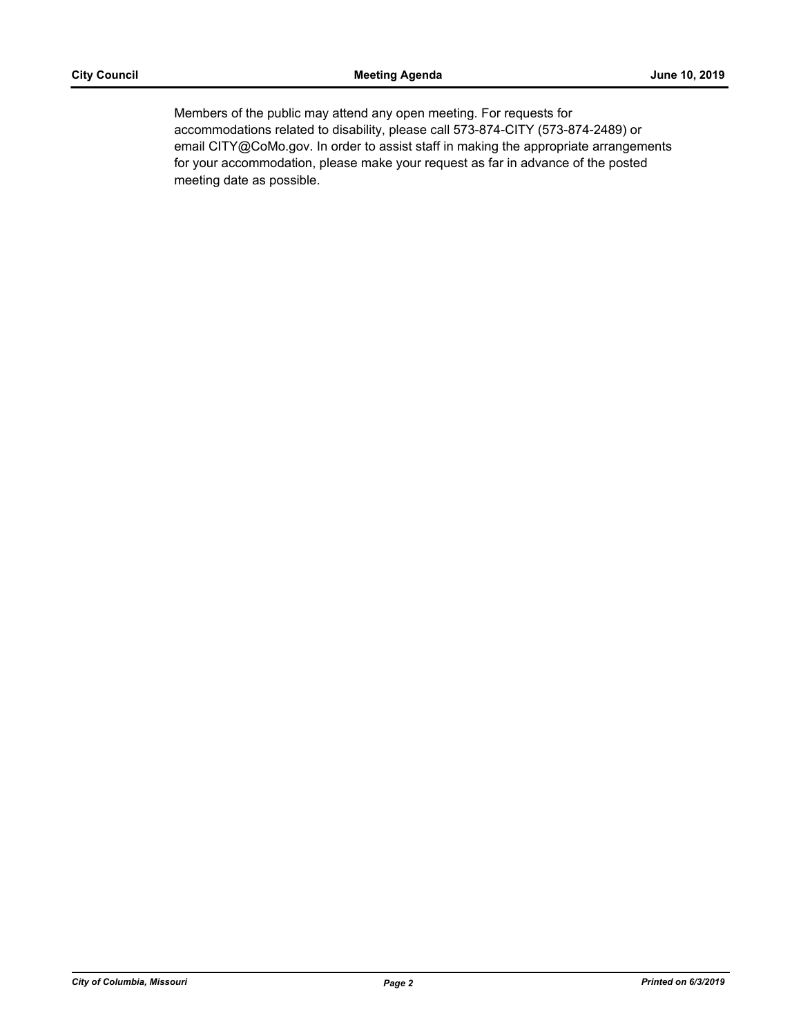Members of the public may attend any open meeting. For requests for accommodations related to disability, please call 573-874-CITY (573-874-2489) or email CITY@CoMo.gov. In order to assist staff in making the appropriate arrangements for your accommodation, please make your request as far in advance of the posted meeting date as possible.